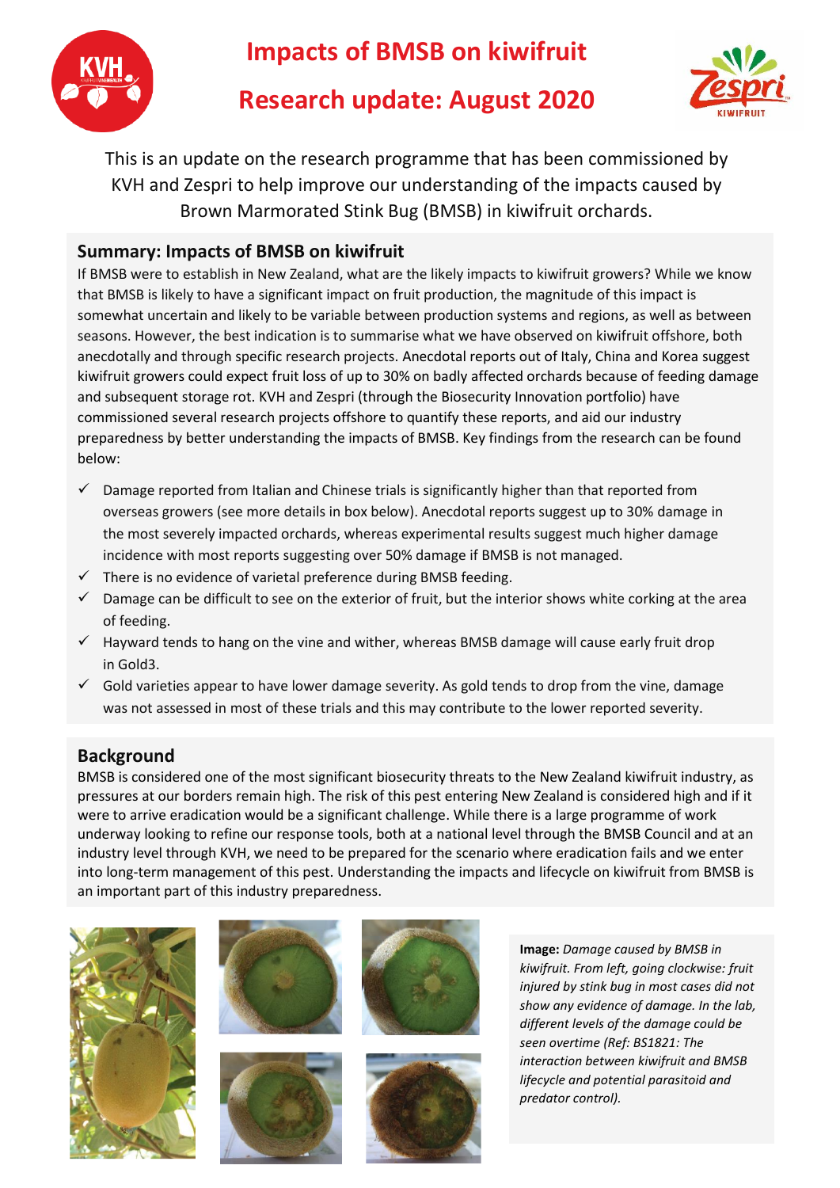# Impacts of BMSB on kiwifruit

# Research update: August 2020

This is an update on the research programme that has been commissioned by KVH and Zespri to help improve our understanding of the impacts caused by Brown Marmorated Stink Bug (BMSB) in kiwifruit orchards.

## Summary: Impacts of BMSB on kiwifruit

If BMSB were to establish in New Zealand, what are the likely impacts to kiwifruit growers? While we know that BMSB is likely to have a significant impact on fruit production, the magnitude of this impact is somewhat uncertain and likely to be variable between production systems and regions, as well as between seasons. However, the best indication is to summarise what we have observed on kiwifruit offshore, both anecdotally and through specific research projects. Anecdotal reports out of Italy, China and Korea suggest kiwifruit growers could expect fruit loss of up to 30% on badly affected orchards because of feeding damage and subsequent storage rot. KVH and Zespri (through the Biosecurity Innovation portfolio) have commissioned several research projects offshore to quantify these reports, and aid our industry preparedness by better understanding the impacts of BMSB. Key findings from the research can be found below:

- ✓ Damage reported from Italian and Chinese trials is significantly higher than that reported from overseas growers (see more details in box below). Anecdotal reports suggest up to 30% damage in the most severely impacted orchards, whereas experimental results suggest much higher damage incidence with most reports suggesting over 50% damage if BMSB is not managed.
- ✓ There is no evidence of varietal preference during BMSB feeding.
- ✓ Damage can be difficult to see on the exterior of fruit, but the interior shows white corking at the area of feeding.
- ✓ Hayward tends to hang on the vine and wither, whereas BMSB damage will cause early fruit drop in Gold3.
- ✓ Gold varieties appear to have lower damage severity. As gold tends to drop from the vine, damage was not assessed in most of these trials and this may contribute to the lower reported severity.

## Background

BMSB is considered one of the most significant biosecurity threats to the New Zealand kiwifruit industry, as pressures at our borders remain high. The risk of this pest entering New Zealand is considered high and if it were to arrive eradication would be a significant challenge. While there is a large programme of work underway looking to refine our response tools, both at a national level through the BMSB Council and at an industry level through KVH, we need to be prepared for the scenario where eradication fails and we enter into long-term management of this pest. Understanding the impacts and lifecycle on kiwifruit from BMSB is an important part of this industry preparedness.

**Image:** *Damage caused by BMSB in kiwifruit. From left, going clockwise: fruit injured by stink bug in most cases did not show any evidence of damage. In the lab, different levels of the damage could be seen overtime (Ref: BS1821: The interaction between kiwifruit and BMSB lifecycle and potential parasitoid and predator control).*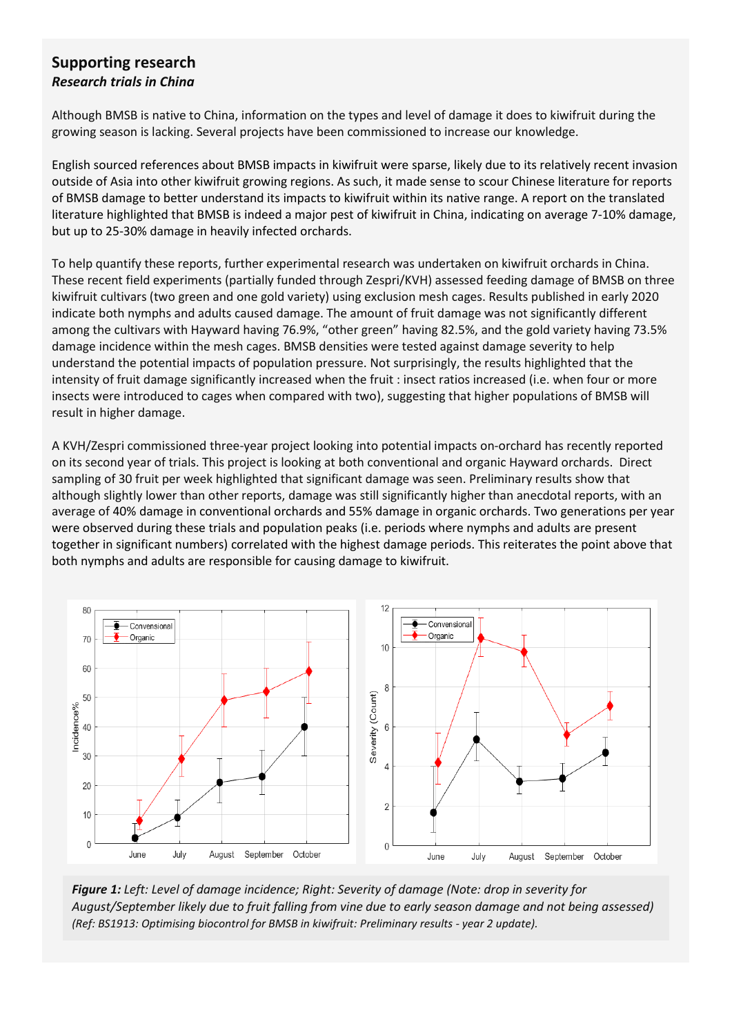## Supporting research

### *Research trials in China*

Although BMSB is native to China, information on the types and level of damage it does to kiwifruit during the growing season is lacking. Several projects have been commissioned to increase our knowledge.

English sourced references about BMSB impacts in kiwifruit were sparse, likely due to its relatively recent invasion outside of Asia into other kiwifruit growing regions. As such, it made sense to scour Chinese literature for reports of BMSB damage to better understand its impacts to kiwifruit within its native range. A report on the translated literature highlighted that BMSB is indeed a major pest of kiwifruit in China, indicating on average 7-10% damage, but up to 25-30% damage in heavily infected orchards.

To help quantify these reports, further experimental research was undertaken on kiwifruit orchards in China. These recent field experiments (partially funded through Zespri/KVH) assessed feeding damage of BMSB on three kiwifruit cultivars (two green and one gold variety) using exclusion mesh cages. Results published in early 2020 indicate both nymphs and adults caused damage. The amount of fruit damage was not significantly different among the cultivars with Hayward having 76.9%, "other green" having 82.5%, and the gold variety having 73.5% damage incidence within the mesh cages. BMSB densities were tested against damage severity to help understand the potential impacts of population pressure. Not surprisingly, the results highlighted that the intensity of fruit damage significantly increased when the fruit : insect ratios increased (i.e. when four or more insects were introduced to cages when compared with two), suggesting that higher populations of BMSB will result in higher damage.

A KVH/Zespri commissioned three-year project looking into potential impacts on-orchard has recently reported on its second year of trials. This project is looking at both conventional and organic Hayward orchards. Direct sampling of 30 fruit per week highlighted that significant damage was seen. Preliminary results show that although slightly lower than other reports, damage was still significantly higher than anecdotal reports, with an average of 40% damage in conventional orchards and 55% damage in organic orchards. Two generations per year were observed during these trials and population peaks (i.e. periods where nymphs and adults are present together in significant numbers) correlated with the highest damage periods. This reiterates the point above that both nymphs and adults are responsible for causing damage to kiwifruit.

***Figure 1:*** *Left: Level of damage incidence; Right: Severity of damage (Note: drop in severity for August/September likely due to fruit falling from vine due to early season damage and not being assessed)* *(Ref: BS1913: Optimising biocontrol for BMSB in kiwifruit: Preliminary results - year 2 update).*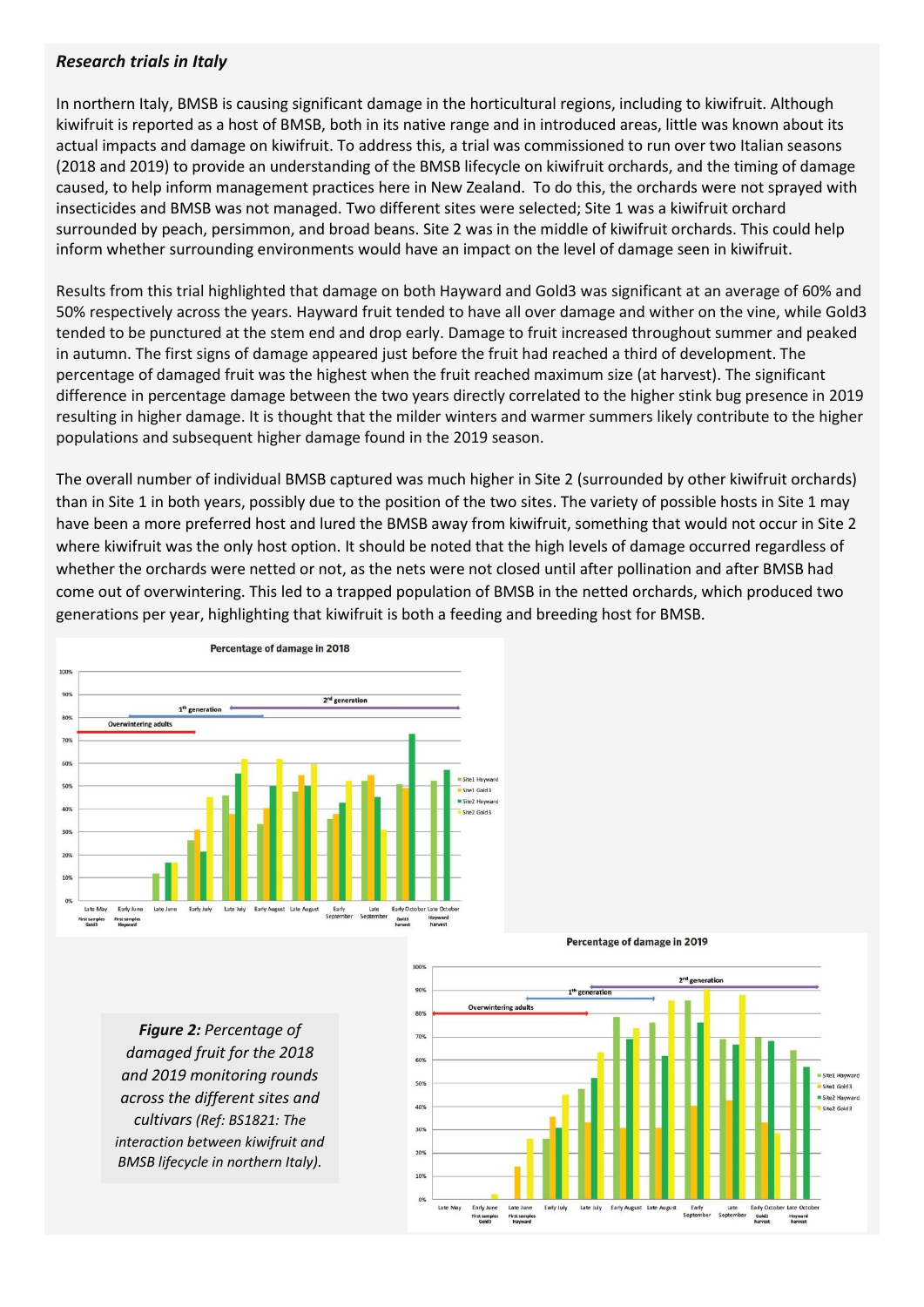### *Research trials in Italy*

In northern Italy, BMSB is causing significant damage in the horticultural regions, including to kiwifruit. Although kiwifruit is reported as a host of BMSB, both in its native range and in introduced areas, little was known about its actual impacts and damage on kiwifruit. To address this, a trial was commissioned to run over two Italian seasons (2018 and 2019) to provide an understanding of the BMSB lifecycle on kiwifruit orchards, and the timing of damage caused, to help inform management practices here in New Zealand. To do this, the orchards were not sprayed with insecticides and BMSB was not managed. Two different sites were selected; Site 1 was a kiwifruit orchard surrounded by peach, persimmon, and broad beans. Site 2 was in the middle of kiwifruit orchards. This could help inform whether surrounding environments would have an impact on the level of damage seen in kiwifruit.

Results from this trial highlighted that damage on both Hayward and Gold3 was significant at an average of 60% and 50% respectively across the years. Hayward fruit tended to have all over damage and wither on the vine, while Gold3 tended to be punctured at the stem end and drop early. Damage to fruit increased throughout summer and peaked in autumn. The first signs of damage appeared just before the fruit had reached a third of development. The percentage of damaged fruit was the highest when the fruit reached maximum size (at harvest). The significant difference in percentage damage between the two years directly correlated to the higher stink bug presence in 2019 resulting in higher damage. It is thought that the milder winters and warmer summers likely contribute to the higher populations and subsequent higher damage found in the 2019 season.

The overall number of individual BMSB captured was much higher in Site 2 (surrounded by other kiwifruit orchards) than in Site 1 in both years, possibly due to the position of the two sites. The variety of possible hosts in Site 1 may have been a more preferred host and lured the BMSB away from kiwifruit, something that would not occur in Site 2 where kiwifruit was the only host option. It should be noted that the high levels of damage occurred regardless of whether the orchards were netted or not, as the nets were not closed until after pollination and after BMSB had come out of overwintering. This led to a trapped population of BMSB in the netted orchards, which produced two generations per year, highlighting that kiwifruit is both a feeding and breeding host for BMSB.

*Figure 2: Percentage of damaged fruit for the 2018 and 2019 monitoring rounds across the different sites and cultivars (Ref: BS1821: The interaction between kiwifruit and BMSB lifecycle in northern Italy).*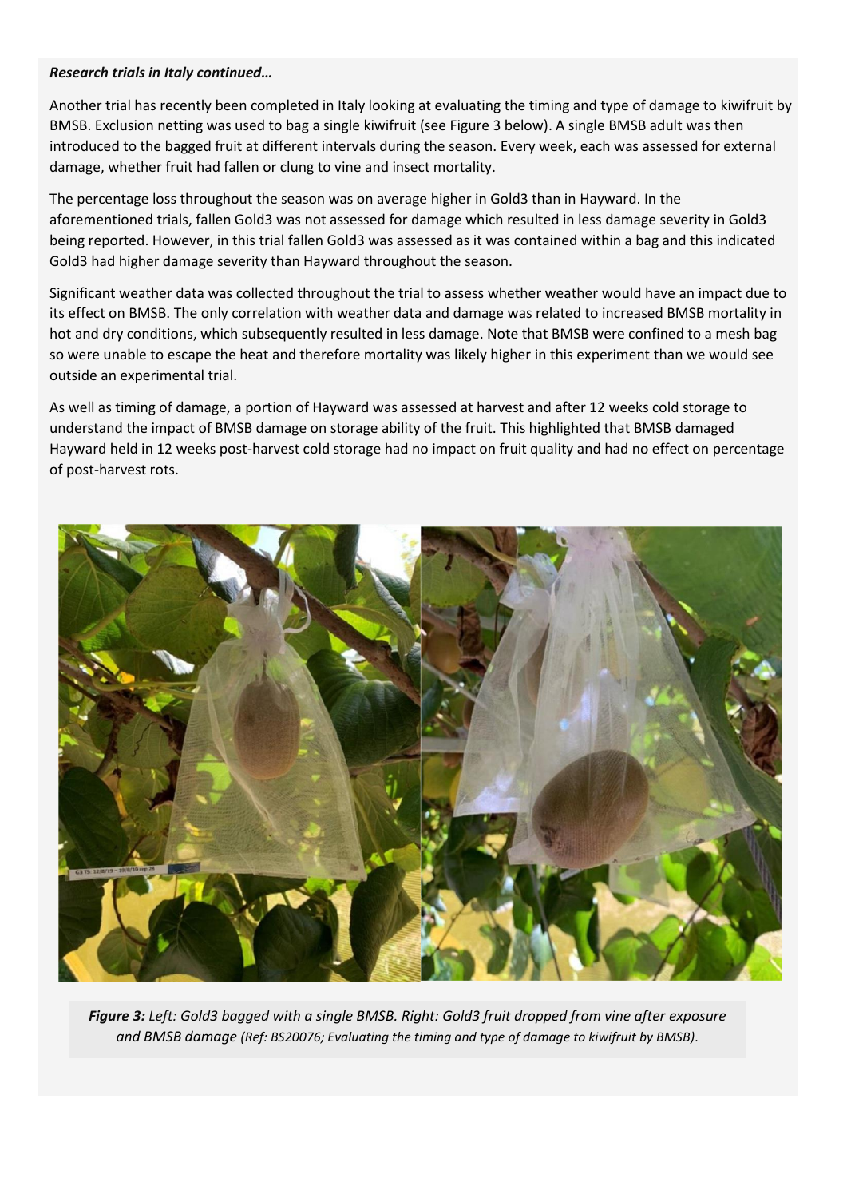***Research trials in Italy continued…***

Another trial has recently been completed in Italy looking at evaluating the timing and type of damage to kiwifruit by BMSB. Exclusion netting was used to bag a single kiwifruit (see Figure 3 below). A single BMSB adult was then introduced to the bagged fruit at different intervals during the season. Every week, each was assessed for external damage, whether fruit had fallen or clung to vine and insect mortality.

The percentage loss throughout the season was on average higher in Gold3 than in Hayward. In the aforementioned trials, fallen Gold3 was not assessed for damage which resulted in less damage severity in Gold3 being reported. However, in this trial fallen Gold3 was assessed as it was contained within a bag and this indicated Gold3 had higher damage severity than Hayward throughout the season.

Significant weather data was collected throughout the trial to assess whether weather would have an impact due to its effect on BMSB. The only correlation with weather data and damage was related to increased BMSB mortality in hot and dry conditions, which subsequently resulted in less damage. Note that BMSB were confined to a mesh bag so were unable to escape the heat and therefore mortality was likely higher in this experiment than we would see outside an experimental trial.

As well as timing of damage, a portion of Hayward was assessed at harvest and after 12 weeks cold storage to understand the impact of BMSB damage on storage ability of the fruit. This highlighted that BMSB damaged Hayward held in 12 weeks post-harvest cold storage had no impact on fruit quality and had no effect on percentage of post-harvest rots.

***Figure 3:*** *Left: Gold3 bagged with a single BMSB. Right: Gold3 fruit dropped from vine after exposure and BMSB damage (Ref: BS20076; Evaluating the timing and type of damage to kiwifruit by BMSB).*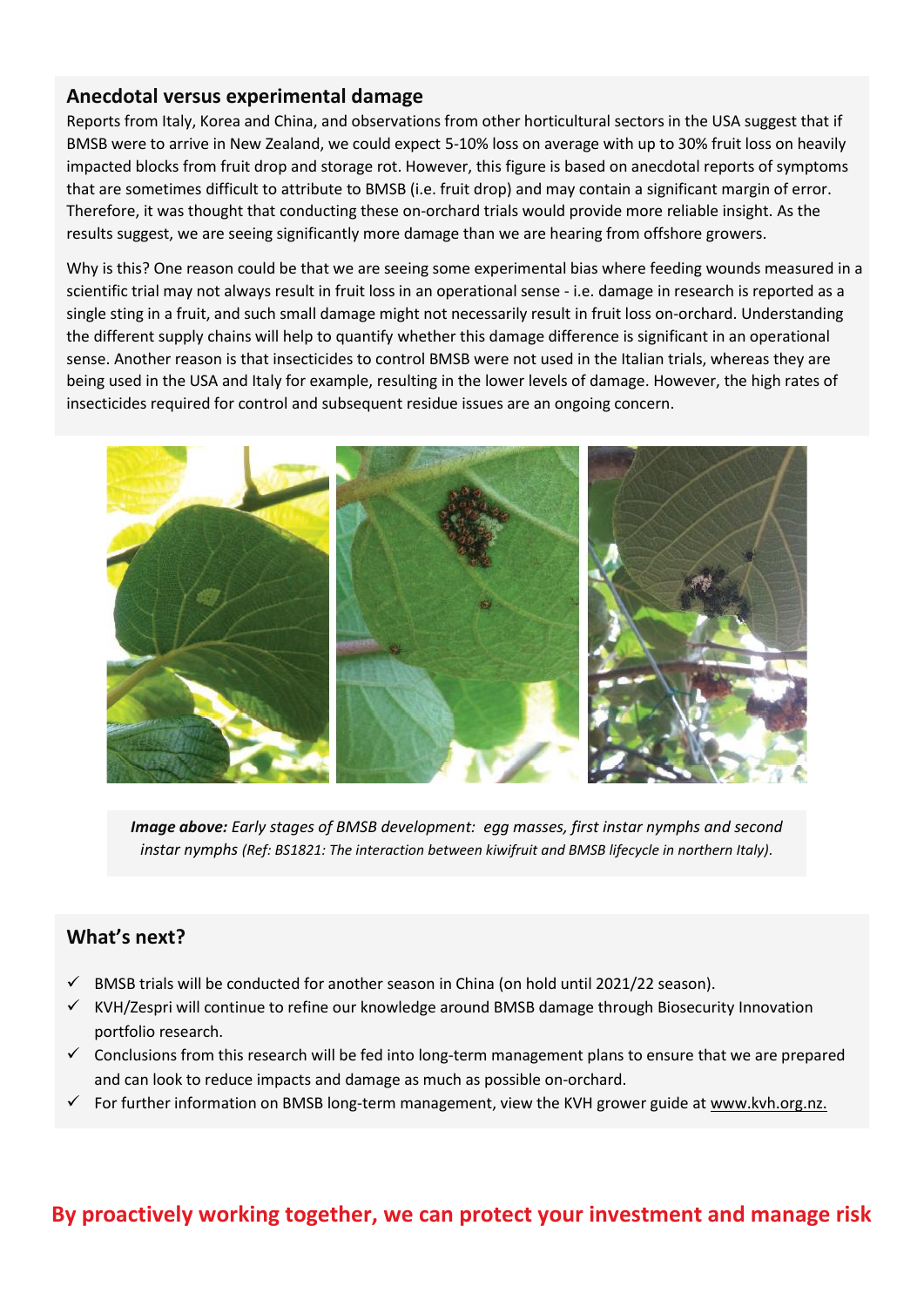## Anecdotal versus experimental damage

Reports from Italy, Korea and China, and observations from other horticultural sectors in the USA suggest that if BMSB were to arrive in New Zealand, we could expect 5-10% loss on average with up to 30% fruit loss on heavily impacted blocks from fruit drop and storage rot. However, this figure is based on anecdotal reports of symptoms that are sometimes difficult to attribute to BMSB (i.e. fruit drop) and may contain a significant margin of error. Therefore, it was thought that conducting these on-orchard trials would provide more reliable insight. As the results suggest, we are seeing significantly more damage than we are hearing from offshore growers.

Why is this? One reason could be that we are seeing some experimental bias where feeding wounds measured in a scientific trial may not always result in fruit loss in an operational sense - i.e. damage in research is reported as a single sting in a fruit, and such small damage might not necessarily result in fruit loss on-orchard. Understanding the different supply chains will help to quantify whether this damage difference is significant in an operational sense. Another reason is that insecticides to control BMSB were not used in the Italian trials, whereas they are being used in the USA and Italy for example, resulting in the lower levels of damage. However, the high rates of insecticides required for control and subsequent residue issues are an ongoing concern.

***Image above:*** *Early stages of BMSB development: egg masses, first instar nymphs and second instar nymphs (Ref: BS1821: The interaction between kiwifruit and BMSB lifecycle in northern Italy).*

## What's next?

- ✓ BMSB trials will be conducted for another season in China (on hold until 2021/22 season).
- ✓ KVH/Zespri will continue to refine our knowledge around BMSB damage through Biosecurity Innovation portfolio research.
- ✓ Conclusions from this research will be fed into long-term management plans to ensure that we are prepared and can look to reduce impacts and damage as much as possible on-orchard.
- ✓ For further information on BMSB long-term management, view the KVH grower guide at www.kvh.org.nz.

**By proactively working together, we can protect your investment and manage risk**